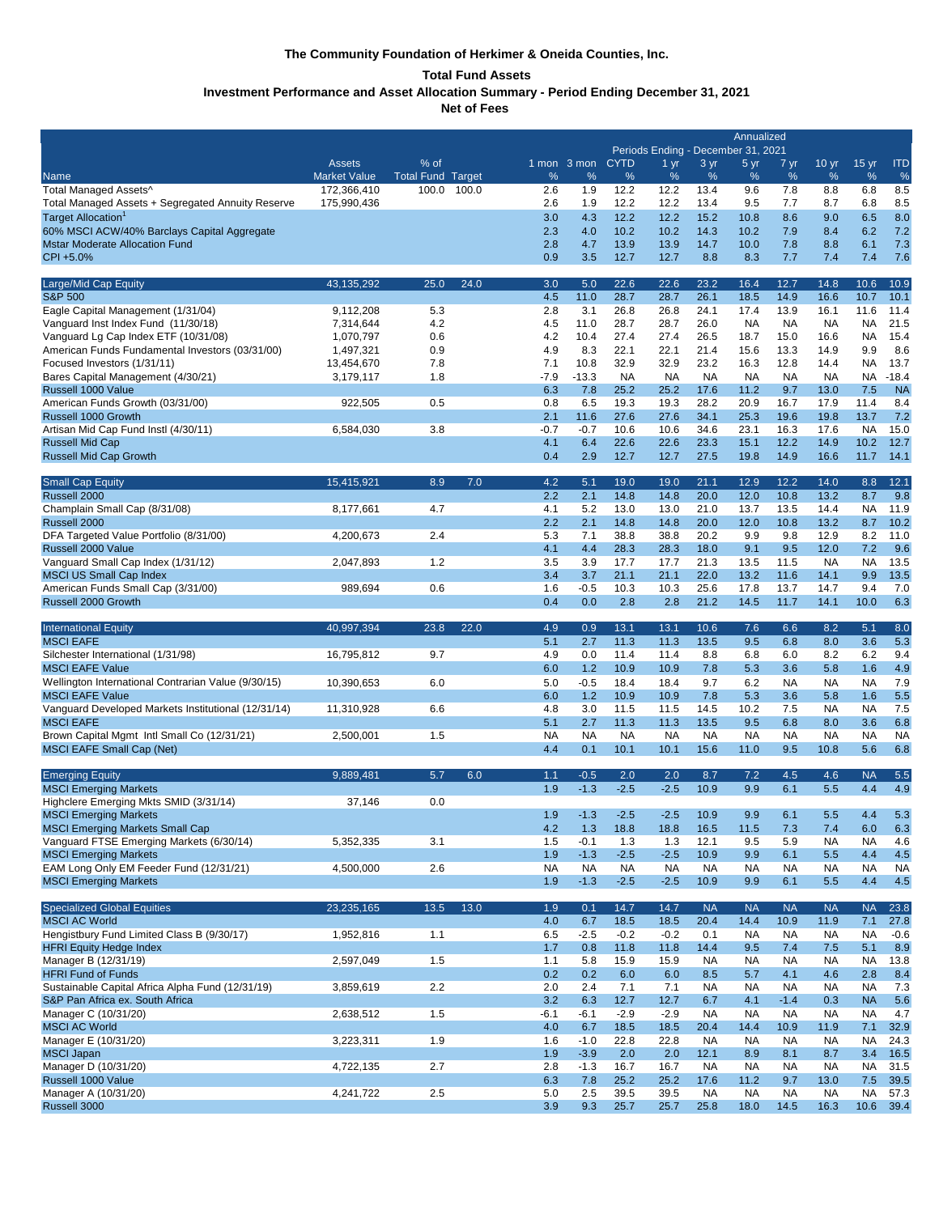# The Community Foundation of Herkimer & Oneida Counties, Inc.

## Total Fund Assets

### Investment Performance and Asset Allocation Summary - Period Ending December 31, 2021

### Net of Fees

| Name | Assets Market Value | % of Total Fund | Target | 1 mon % | 3 mon % | CYTD % | 1 yr % | 3 yr % | 5 yr % | 7 yr % | 10 yr % | 15 yr % | ITD % |
|---|---|---|---|---|---|---|---|---|---|---|---|---|---|
| | | | | | | Periods Ending - December 31, 2021 | | Annualized | | | | | |
| Total Managed Assets^ | 172,366,410 | 100.0 | 100.0 | 2.6 | 1.9 | 12.2 | 12.2 | 13.4 | 9.6 | 7.8 | 8.8 | 6.8 | 8.5 |
| Total Managed Assets + Segregated Annuity Reserve | 175,990,436 | | | 2.6 | 1.9 | 12.2 | 12.2 | 13.4 | 9.5 | 7.7 | 8.7 | 6.8 | 8.5 |
| Target Allocation[1] | | | | 3.0 | 4.3 | 12.2 | 12.2 | 15.2 | 10.8 | 8.6 | 9.0 | 6.5 | 8.0 |
| 60% MSCI ACW/40% Barclays Capital Aggregate | | | | 2.3 | 4.0 | 10.2 | 10.2 | 14.3 | 10.2 | 7.9 | 8.4 | 6.2 | 7.2 |
| Mstar Moderate Allocation Fund | | | | 2.8 | 4.7 | 13.9 | 13.9 | 14.7 | 10.0 | 7.8 | 8.8 | 6.1 | 7.3 |
| CPI +5.0% | | | | 0.9 | 3.5 | 12.7 | 12.7 | 8.8 | 8.3 | 7.7 | 7.4 | 7.4 | 7.6 |
| **Large/Mid Cap Equity** | 43,135,292 | 25.0 | 24.0 | 3.0 | 5.0 | 22.6 | 22.6 | 23.2 | 16.4 | 12.7 | 14.8 | 10.6 | 10.9 |
| S&P 500 | | | | 4.5 | 11.0 | 28.7 | 28.7 | 26.1 | 18.5 | 14.9 | 16.6 | 10.7 | 10.1 |
| Eagle Capital Management (1/31/04) | 9,112,208 | 5.3 | | 2.8 | 3.1 | 26.8 | 26.8 | 24.1 | 17.4 | 13.9 | 16.1 | 11.6 | 11.4 |
| Vanguard Inst Index Fund (11/30/18) | 7,314,644 | 4.2 | | 4.5 | 11.0 | 28.7 | 28.7 | 26.0 | NA | NA | NA | NA | 21.5 |
| Vanguard Lg Cap Index ETF (10/31/08) | 1,070,797 | 0.6 | | 4.2 | 10.4 | 27.4 | 27.4 | 26.5 | 18.7 | 15.0 | 16.6 | NA | 15.4 |
| American Funds Fundamental Investors (03/31/00) | 1,497,321 | 0.9 | | 4.9 | 8.3 | 22.1 | 22.1 | 21.4 | 15.6 | 13.3 | 14.9 | 9.9 | 8.6 |
| Focused Investors (1/31/11) | 13,454,670 | 7.8 | | 7.1 | 10.8 | 32.9 | 32.9 | 23.2 | 16.3 | 12.8 | 14.4 | NA | 13.7 |
| Bares Capital Management (4/30/21) | 3,179,117 | 1.8 | | -7.9 | -13.3 | NA | NA | NA | NA | NA | NA | NA | -18.4 |
| Russell 1000 Value | | | | 6.3 | 7.8 | 25.2 | 25.2 | 17.6 | 11.2 | 9.7 | 13.0 | 7.5 | NA |
| American Funds Growth (03/31/00) | 922,505 | 0.5 | | 0.8 | 6.5 | 19.3 | 19.3 | 28.2 | 20.9 | 16.7 | 17.9 | 11.4 | 8.4 |
| Russell 1000 Growth | | | | 2.1 | 11.6 | 27.6 | 27.6 | 34.1 | 25.3 | 19.6 | 19.8 | 13.7 | 7.2 |
| Artisan Mid Cap Fund Instl (4/30/11) | 6,584,030 | 3.8 | | -0.7 | -0.7 | 10.6 | 10.6 | 34.6 | 23.1 | 16.3 | 17.6 | NA | 15.0 |
| Russell Mid Cap | | | | 4.1 | 6.4 | 22.6 | 22.6 | 23.3 | 15.1 | 12.2 | 14.9 | 10.2 | 12.7 |
| Russell Mid Cap Growth | | | | 0.4 | 2.9 | 12.7 | 12.7 | 27.5 | 19.8 | 14.9 | 16.6 | 11.7 | 14.1 |
| **Small Cap Equity** | 15,415,921 | 8.9 | 7.0 | 4.2 | 5.1 | 19.0 | 19.0 | 21.1 | 12.9 | 12.2 | 14.0 | 8.8 | 12.1 |
| Russell 2000 | | | | 2.2 | 2.1 | 14.8 | 14.8 | 20.0 | 12.0 | 10.8 | 13.2 | 8.7 | 9.8 |
| Champlain Small Cap (8/31/08) | 8,177,661 | 4.7 | | 4.1 | 5.2 | 13.0 | 13.0 | 21.0 | 13.7 | 13.5 | 14.4 | NA | 11.9 |
| Russell 2000 | | | | 2.2 | 2.1 | 14.8 | 14.8 | 20.0 | 12.0 | 10.8 | 13.2 | 8.7 | 10.2 |
| DFA Targeted Value Portfolio (8/31/00) | 4,200,673 | 2.4 | | 5.3 | 7.1 | 38.8 | 38.8 | 20.2 | 9.9 | 9.8 | 12.9 | 8.2 | 11.0 |
| Russell 2000 Value | | | | 4.1 | 4.4 | 28.3 | 28.3 | 18.0 | 9.1 | 9.5 | 12.0 | 7.2 | 9.6 |
| Vanguard Small Cap Index (1/31/12) | 2,047,893 | 1.2 | | 3.5 | 3.9 | 17.7 | 17.7 | 21.3 | 13.5 | 11.5 | NA | NA | 13.5 |
| MSCI US Small Cap Index | | | | 3.4 | 3.7 | 21.1 | 21.1 | 22.0 | 13.2 | 11.6 | 14.1 | 9.9 | 13.5 |
| American Funds Small Cap (3/31/00) | 989,694 | 0.6 | | 1.6 | -0.5 | 10.3 | 10.3 | 25.6 | 17.8 | 13.7 | 14.7 | 9.4 | 7.0 |
| Russell 2000 Growth | | | | 0.4 | 0.0 | 2.8 | 2.8 | 21.2 | 14.5 | 11.7 | 14.1 | 10.0 | 6.3 |
| **International Equity** | 40,997,394 | 23.8 | 22.0 | 4.9 | 0.9 | 13.1 | 13.1 | 10.6 | 7.6 | 6.6 | 8.2 | 5.1 | 8.0 |
| MSCI EAFE | | | | 5.1 | 2.7 | 11.3 | 11.3 | 13.5 | 9.5 | 6.8 | 8.0 | 3.6 | 5.3 |
| Silchester International (1/31/98) | 16,795,812 | 9.7 | | 4.9 | 0.0 | 11.4 | 11.4 | 8.8 | 6.8 | 6.0 | 8.2 | 6.2 | 9.4 |
| MSCI EAFE Value | | | | 6.0 | 1.2 | 10.9 | 10.9 | 7.8 | 5.3 | 3.6 | 5.8 | 1.6 | 4.9 |
| Wellington International Contrarian Value (9/30/15) | 10,390,653 | 6.0 | | 5.0 | -0.5 | 18.4 | 18.4 | 9.7 | 6.2 | NA | NA | NA | 7.9 |
| MSCI EAFE Value | | | | 6.0 | 1.2 | 10.9 | 10.9 | 7.8 | 5.3 | 3.6 | 5.8 | 1.6 | 5.5 |
| Vanguard Developed Markets Institutional (12/31/14) | 11,310,928 | 6.6 | | 4.8 | 3.0 | 11.5 | 11.5 | 14.5 | 10.2 | 7.5 | NA | NA | 7.5 |
| MSCI EAFE | | | | 5.1 | 2.7 | 11.3 | 11.3 | 13.5 | 9.5 | 6.8 | 8.0 | 3.6 | 6.8 |
| Brown Capital Mgmt Intl Small Co (12/31/21) | 2,500,001 | 1.5 | | NA | NA | NA | NA | NA | NA | NA | NA | NA | NA |
| MSCI EAFE Small Cap (Net) | | | | 4.4 | 0.1 | 10.1 | 10.1 | 15.6 | 11.0 | 9.5 | 10.8 | 5.6 | 6.8 |
| **Emerging Equity** | 9,889,481 | 5.7 | 6.0 | 1.1 | -0.5 | 2.0 | 2.0 | 8.7 | 7.2 | 4.5 | 4.6 | NA | 5.5 |
| MSCI Emerging Markets | | | | 1.9 | -1.3 | -2.5 | -2.5 | 10.9 | 9.9 | 6.1 | 5.5 | 4.4 | 4.9 |
| Highclere Emerging Mkts SMID (3/31/14) | 37,146 | 0.0 | | | | | | | | | | | |
| MSCI Emerging Markets | | | | 1.9 | -1.3 | -2.5 | -2.5 | 10.9 | 9.9 | 6.1 | 5.5 | 4.4 | 5.3 |
| MSCI Emerging Markets Small Cap | | | | 4.2 | 1.3 | 18.8 | 18.8 | 16.5 | 11.5 | 7.3 | 7.4 | 6.0 | 6.3 |
| Vanguard FTSE Emerging Markets (6/30/14) | 5,352,335 | 3.1 | | 1.5 | -0.1 | 1.3 | 1.3 | 12.1 | 9.5 | 5.9 | NA | NA | 4.6 |
| MSCI Emerging Markets | | | | 1.9 | -1.3 | -2.5 | -2.5 | 10.9 | 9.9 | 6.1 | 5.5 | 4.4 | 4.5 |
| EAM Long Only EM Feeder Fund (12/31/21) | 4,500,000 | 2.6 | | NA | NA | NA | NA | NA | NA | NA | NA | NA | NA |
| MSCI Emerging Markets | | | | 1.9 | -1.3 | -2.5 | -2.5 | 10.9 | 9.9 | 6.1 | 5.5 | 4.4 | 4.5 |
| **Specialized Global Equities** | 23,235,165 | 13.5 | 13.0 | 1.9 | 0.1 | 14.7 | 14.7 | NA | NA | NA | NA | NA | 23.8 |
| MSCI AC World | | | | 4.0 | 6.7 | 18.5 | 18.5 | 20.4 | 14.4 | 10.9 | 11.9 | 7.1 | 27.8 |
| Hengistbury Fund Limited Class B (9/30/17) | 1,952,816 | 1.1 | | 6.5 | -2.5 | -0.2 | -0.2 | 0.1 | NA | NA | NA | NA | -0.6 |
| HFRI Equity Hedge Index | | | | 1.7 | 0.8 | 11.8 | 11.8 | 14.4 | 9.5 | 7.4 | 7.5 | 5.1 | 8.9 |
| Manager B (12/31/19) | 2,597,049 | 1.5 | | 1.1 | 5.8 | 15.9 | 15.9 | NA | NA | NA | NA | NA | 13.8 |
| HFRI Fund of Funds | | | | 0.2 | 0.2 | 6.0 | 6.0 | 8.5 | 5.7 | 4.1 | 4.6 | 2.8 | 8.4 |
| Sustainable Capital Africa Alpha Fund (12/31/19) | 3,859,619 | 2.2 | | 2.0 | 2.4 | 7.1 | 7.1 | NA | NA | NA | NA | NA | 7.3 |
| S&P Pan Africa ex. South Africa | | | | 3.2 | 6.3 | 12.7 | 12.7 | 6.7 | 4.1 | -1.4 | 0.3 | NA | 5.6 |
| Manager C (10/31/20) | 2,638,512 | 1.5 | | -6.1 | -6.1 | -2.9 | -2.9 | NA | NA | NA | NA | NA | 4.7 |
| MSCI AC World | | | | 4.0 | 6.7 | 18.5 | 18.5 | 20.4 | 14.4 | 10.9 | 11.9 | 7.1 | 32.9 |
| Manager E (10/31/20) | 3,223,311 | 1.9 | | 1.6 | -1.0 | 22.8 | 22.8 | NA | NA | NA | NA | NA | 24.3 |
| MSCI Japan | | | | 1.9 | -3.9 | 2.0 | 2.0 | 12.1 | 8.9 | 8.1 | 8.7 | 3.4 | 16.5 |
| Manager D (10/31/20) | 4,722,135 | 2.7 | | 2.8 | -1.3 | 16.7 | 16.7 | NA | NA | NA | NA | NA | 31.5 |
| Russell 1000 Value | | | | 6.3 | 7.8 | 25.2 | 25.2 | 17.6 | 11.2 | 9.7 | 13.0 | 7.5 | 39.5 |
| Manager A (10/31/20) | 4,241,722 | 2.5 | | 5.0 | 2.5 | 39.5 | 39.5 | NA | NA | NA | NA | NA | 57.3 |
| Russell 3000 | | | | 3.9 | 9.3 | 25.7 | 25.7 | 25.8 | 18.0 | 14.5 | 16.3 | 10.6 | 39.4 |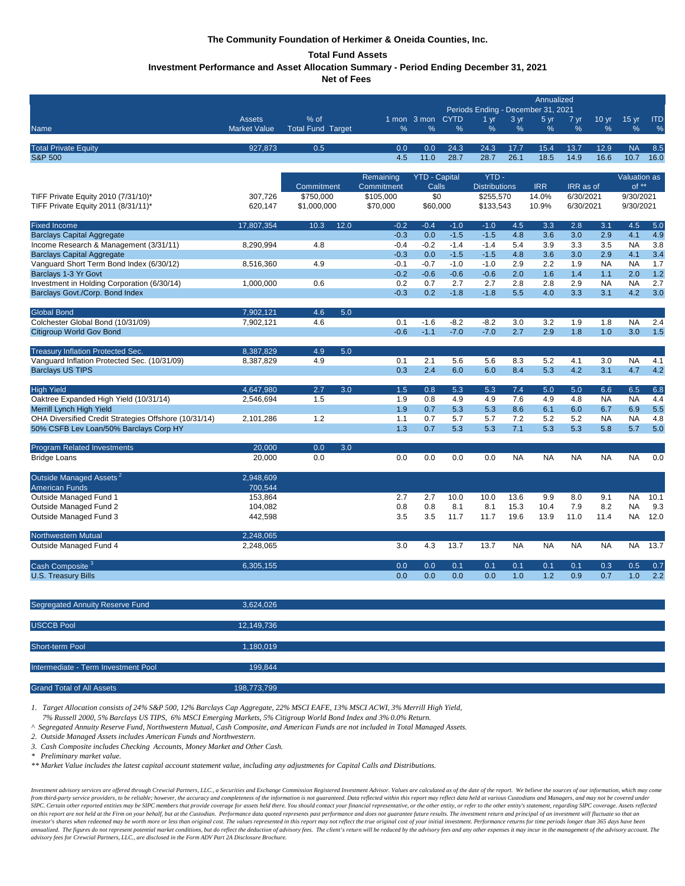**The Community Foundation of Herkimer & Oneida Counties, Inc.**

**Total Fund Assets**

**Investment Performance and Asset Allocation Summary - Period Ending December 31, 2021**

**Net of Fees**

| Name | Assets Market Value | % of Total Fund | Target | 1 mon % | 3 mon % | CYTD % | 1 yr % | 3 yr % | 5 yr % | 7 yr % | 10 yr % | 15 yr % | ITD % |
|---|---|---|---|---|---|---|---|---|---|---|---|---|---|
| | | | | | | | Annualized Periods Ending - December 31, 2021 | | | | | | |
| Total Private Equity | 927,873 | 0.5 | | 0.0 | 0.0 | 24.3 | 24.3 | 17.7 | 15.4 | 13.7 | 12.9 | NA | 8.5 |
| S&P 500 | | | | 4.5 | 11.0 | 28.7 | 28.7 | 26.1 | 18.5 | 14.9 | 16.6 | 10.7 | 16.0 |

| | | Commitment | Remaining Commitment | YTD - Capital Calls | YTD - Distributions | IRR | IRR as of | Valuation as of ** |
|---|---|---|---|---|---|---|---|---|
| TIFF Private Equity 2010 (7/31/10)* | 307,726 | $750,000 | $105,000 | $0 | $255,570 | 14.0% | 6/30/2021 | 9/30/2021 |
| TIFF Private Equity 2011 (8/31/11)* | 620,147 | $1,000,000 | $70,000 | $60,000 | $133,543 | 10.9% | 6/30/2021 | 9/30/2021 |

| Name | Assets Market Value | % of Total Fund | Target | 1 mon % | 3 mon % | CYTD % | 1 yr % | 3 yr % | 5 yr % | 7 yr % | 10 yr % | 15 yr % | ITD % |
|---|---|---|---|---|---|---|---|---|---|---|---|---|---|
| Fixed Income | 17,807,354 | 10.3 | 12.0 | -0.2 | -0.4 | -1.0 | -1.0 | 4.5 | 3.3 | 2.8 | 3.1 | 4.5 | 5.0 |
| Barclays Capital Aggregate | | | | -0.3 | 0.0 | -1.5 | -1.5 | 4.8 | 3.6 | 3.0 | 2.9 | 4.1 | 4.9 |
| Income Research & Management (3/31/11) | 8,290,994 | 4.8 | | -0.4 | -0.2 | -1.4 | -1.4 | 5.4 | 3.9 | 3.3 | 3.5 | NA | 3.8 |
| Barclays Capital Aggregate | | | | -0.3 | 0.0 | -1.5 | -1.5 | 4.8 | 3.6 | 3.0 | 2.9 | 4.1 | 3.4 |
| Vanguard Short Term Bond Index (6/30/12) | 8,516,360 | 4.9 | | -0.1 | -0.7 | -1.0 | -1.0 | 2.9 | 2.2 | 1.9 | NA | NA | 1.7 |
| Barclays 1-3 Yr Govt | | | | -0.2 | -0.6 | -0.6 | -0.6 | 2.0 | 1.6 | 1.4 | 1.1 | 2.0 | 1.2 |
| Investment in Holding Corporation (6/30/14) | 1,000,000 | 0.6 | | 0.2 | 0.7 | 2.7 | 2.7 | 2.8 | 2.8 | 2.9 | NA | NA | 2.7 |
| Barclays Govt./Corp. Bond Index | | | | -0.3 | 0.2 | -1.8 | -1.8 | 5.5 | 4.0 | 3.3 | 3.1 | 4.2 | 3.0 |
| Global Bond | 7,902,121 | 4.6 | 5.0 | | | | | | | | | | |
| Colchester Global Bond (10/31/09) | 7,902,121 | 4.6 | | 0.1 | -1.6 | -8.2 | -8.2 | 3.0 | 3.2 | 1.9 | 1.8 | NA | 2.4 |
| Citigroup World Gov Bond | | | | -0.6 | -1.1 | -7.0 | -7.0 | 2.7 | 2.9 | 1.8 | 1.0 | 3.0 | 1.5 |
| Treasury Inflation Protected Sec. | 8,387,829 | 4.9 | 5.0 | | | | | | | | | | |
| Vanguard Inflation Protected Sec. (10/31/09) | 8,387,829 | 4.9 | | 0.1 | 2.1 | 5.6 | 5.6 | 8.3 | 5.2 | 4.1 | 3.0 | NA | 4.1 |
| Barclays US TIPS | | | | 0.3 | 2.4 | 6.0 | 6.0 | 8.4 | 5.3 | 4.2 | 3.1 | 4.7 | 4.2 |
| High Yield | 4,647,980 | 2.7 | 3.0 | 1.5 | 0.8 | 5.3 | 5.3 | 7.4 | 5.0 | 5.0 | 6.6 | 6.5 | 6.8 |
| Oaktree Expanded High Yield (10/31/14) | 2,546,694 | 1.5 | | 1.9 | 0.8 | 4.9 | 4.9 | 7.6 | 4.9 | 4.8 | NA | NA | 4.4 |
| Merrill Lynch High Yield | | | | 1.9 | 0.7 | 5.3 | 5.3 | 8.6 | 6.1 | 6.0 | 6.7 | 6.9 | 5.5 |
| OHA Diversified Credit Strategies Offshore (10/31/14) | 2,101,286 | 1.2 | | 1.1 | 0.7 | 5.7 | 5.7 | 7.2 | 5.2 | 5.2 | NA | NA | 4.8 |
| 50% CSFB Lev Loan/50% Barclays Corp HY | | | | 1.3 | 0.7 | 5.3 | 5.3 | 7.1 | 5.3 | 5.3 | 5.8 | 5.7 | 5.0 |
| Program Related Investments | 20,000 | 0.0 | 3.0 | | | | | | | | | | |
| Bridge Loans | 20,000 | 0.0 | | 0.0 | 0.0 | 0.0 | 0.0 | NA | NA | NA | NA | NA | 0.0 |
| Outside Managed Assets [2] | 2,948,609 | | | | | | | | | | | | |
| American Funds | 700,544 | | | | | | | | | | | | |
| Outside Managed Fund 1 | 153,864 | | | 2.7 | 2.7 | 10.0 | 10.0 | 13.6 | 9.9 | 8.0 | 9.1 | NA | 10.1 |
| Outside Managed Fund 2 | 104,082 | | | 0.8 | 0.8 | 8.1 | 8.1 | 15.3 | 10.4 | 7.9 | 8.2 | NA | 9.3 |
| Outside Managed Fund 3 | 442,598 | | | 3.5 | 3.5 | 11.7 | 11.7 | 19.6 | 13.9 | 11.0 | 11.4 | NA | 12.0 |
| Northwestern Mutual | 2,248,065 | | | | | | | | | | | | |
| Outside Managed Fund 4 | 2,248,065 | | | 3.0 | 4.3 | 13.7 | 13.7 | NA | NA | NA | NA | NA | 13.7 |
| Cash Composite [3] | 6,305,155 | | | 0.0 | 0.0 | 0.1 | 0.1 | 0.1 | 0.1 | 0.1 | 0.3 | 0.5 | 0.7 |
| U.S. Treasury Bills | | | | 0.0 | 0.0 | 0.0 | 0.0 | 1.0 | 1.2 | 0.9 | 0.7 | 1.0 | 2.2 |
| Segregated Annuity Reserve Fund | 3,624,026 | | | | | | | | | | | | |
| USCCB Pool | 12,149,736 | | | | | | | | | | | | |
| Short-term Pool | 1,180,019 | | | | | | | | | | | | |
| Intermediate - Term Investment Pool | 199,844 | | | | | | | | | | | | |
| Grand Total of All Assets | 198,773,799 | | | | | | | | | | | | |

*1. Target Allocation consists of 24% S&P 500, 12% Barclays Cap Aggregate, 22% MSCI EAFE, 13% MSCI ACWI, 3% Merrill High Yield, 7% Russell 2000, 5% Barclays US TIPS, 6% MSCI Emerging Markets, 5% Citigroup World Bond Index and 3% 0.0% Return.*

*^ Segregated Annuity Reserve Fund, Northwestern Mutual, Cash Composite, and American Funds are not included in Total Managed Assets.*

*2. Outside Managed Assets includes American Funds and Northwestern.*

*3. Cash Composite includes Checking Accounts, Money Market and Other Cash.*

*\* Preliminary market value.*

*\*\* Market Value includes the latest capital account statement value, including any adjustments for Capital Calls and Distributions.*

*Investment advisory services are offered through Crewcial Partners, LLC., a Securities and Exchange Commission Registered Investment Advisor. Values are calculated as of the date of the report. We believe the sources of our information, which may come from third-party service providers, to be reliable; however, the accuracy and completeness of the information is not guaranteed. Data reflected within this report may reflect data held at various Custodians and Managers, and may not be covered under SIPC. Certain other reported entities may be SIPC members that provide coverage for assets held there. You should contact your financial representative, or the other entity, or refer to the other entity's statement, regarding SIPC coverage. Assets reflected on this report are not held at the Firm on your behalf, but at the Custodian. Performance data quoted represents past performance and does not guarantee future results. The investment return and principal of an investment will fluctuate so that an investor's shares when redeemed may be worth more or less than original cost. The values represented in this report may not reflect the true original cost of your initial investment. Performance returns for time periods longer than 365 days have been annualized. The figures do not represent potential market conditions, but do reflect the deduction of advisory fees. The client's return will be reduced by the advisory fees and any other expenses it may incur in the management of the advisory account. The advisory fees for Crewcial Partners, LLC., are disclosed in the Form ADV Part 2A Disclosure Brochure.*